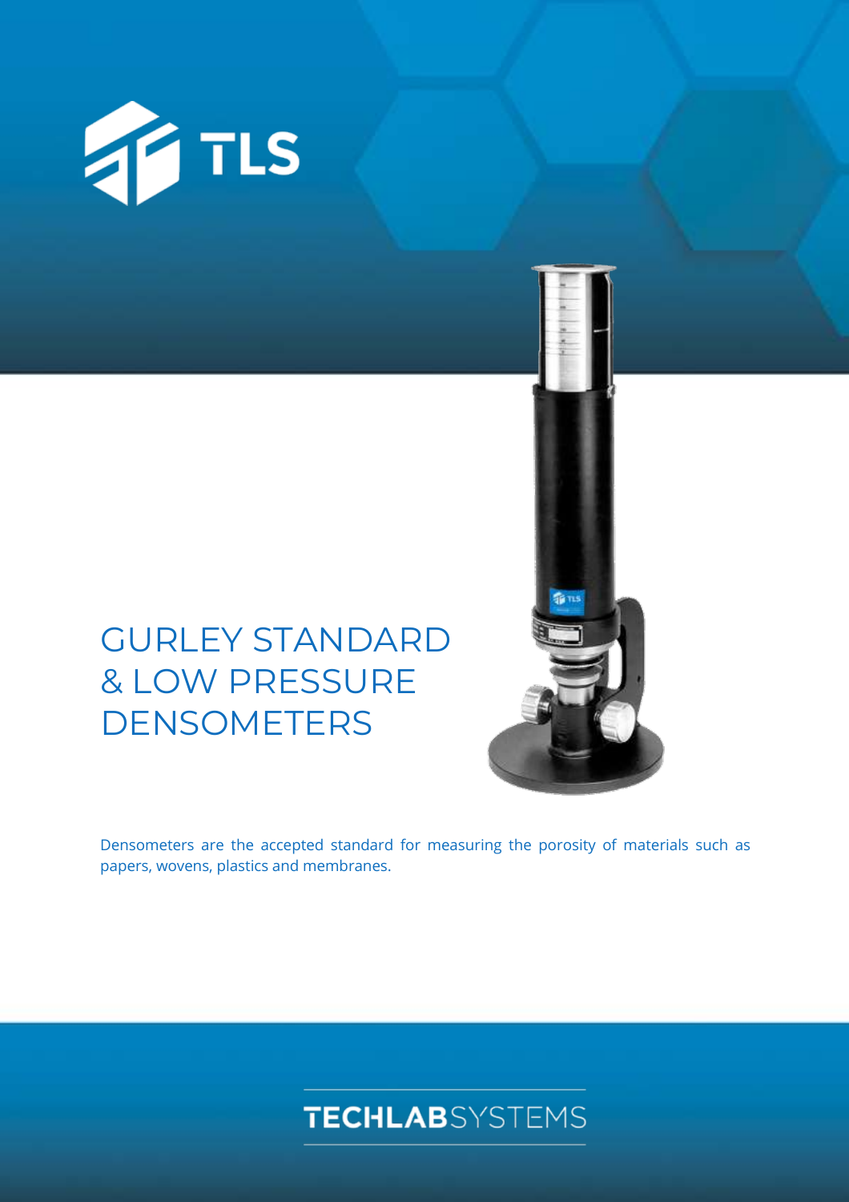TLS

# GURLEY STANDARD & LOW PRESSURE DENSOMETERS

Densometers are the accepted standard for measuring the porosity of materials such as papers, wovens, plastics and membranes.

TECHLABSYSTEMS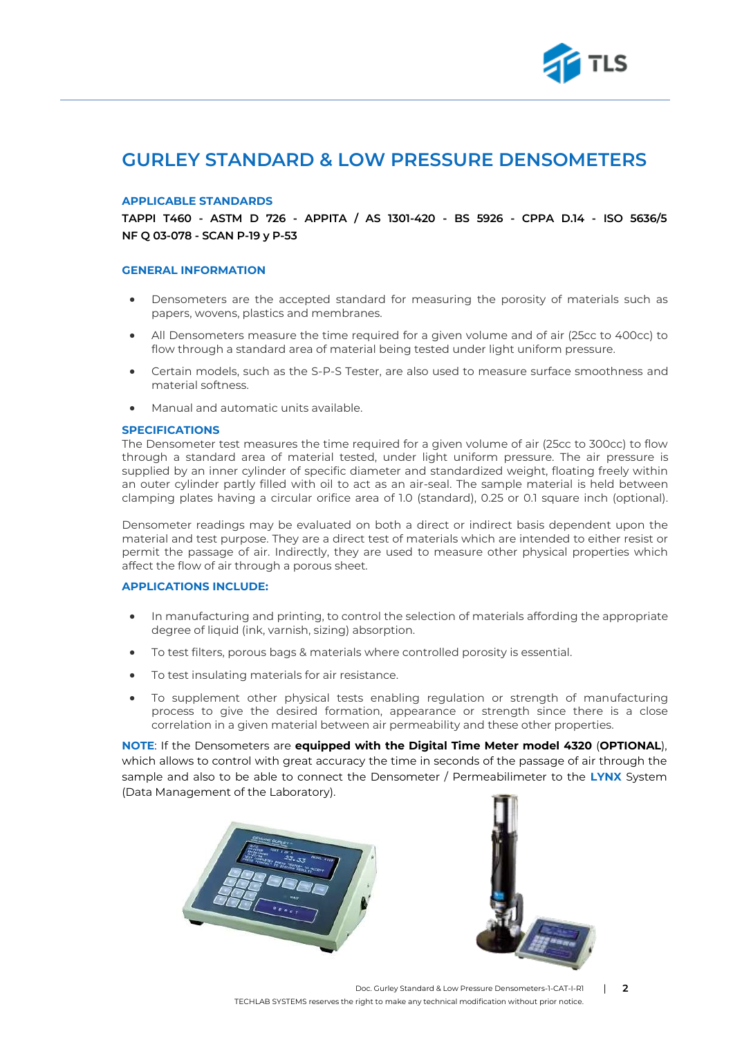# GURLEY STANDARD & LOW PRESSURE DENSOMETERS

### APPLICABLE STANDARDS

**TAPPI T460 - ASTM D 726 - APPITA / AS 1301-420 - BS 5926 - CPPA D.14 - ISO 5636/5 NF Q 03-078 - SCAN P-19 y P-53**

### GENERAL INFORMATION

- Densometers are the accepted standard for measuring the porosity of materials such as papers, wovens, plastics and membranes.
- All Densometers measure the time required for a given volume and of air (25cc to 400cc) to flow through a standard area of material being tested under light uniform pressure.
- Certain models, such as the S-P-S Tester, are also used to measure surface smoothness and material softness.
- Manual and automatic units available.

### SPECIFICATIONS

The Densometer test measures the time required for a given volume of air (25cc to 300cc) to flow through a standard area of material tested, under light uniform pressure. The air pressure is supplied by an inner cylinder of specific diameter and standardized weight, floating freely within an outer cylinder partly filled with oil to act as an air-seal. The sample material is held between clamping plates having a circular orifice area of 1.0 (standard), 0.25 or 0.1 square inch (optional).

Densometer readings may be evaluated on both a direct or indirect basis dependent upon the material and test purpose. They are a direct test of materials which are intended to either resist or permit the passage of air. Indirectly, they are used to measure other physical properties which affect the flow of air through a porous sheet.

### APPLICATIONS INCLUDE:

- In manufacturing and printing, to control the selection of materials affording the appropriate degree of liquid (ink, varnish, sizing) absorption.
- To test filters, porous bags & materials where controlled porosity is essential.
- To test insulating materials for air resistance.
- To supplement other physical tests enabling regulation or strength of manufacturing process to give the desired formation, appearance or strength since there is a close correlation in a given material between air permeability and these other properties.

**NOTE**: If the Densometers are **equipped with the Digital Time Meter model 4320** (**OPTIONAL**), which allows to control with great accuracy the time in seconds of the passage of air through the sample and also to be able to connect the Densometer / Permeabilimeter to the **LYNX** System (Data Management of the Laboratory).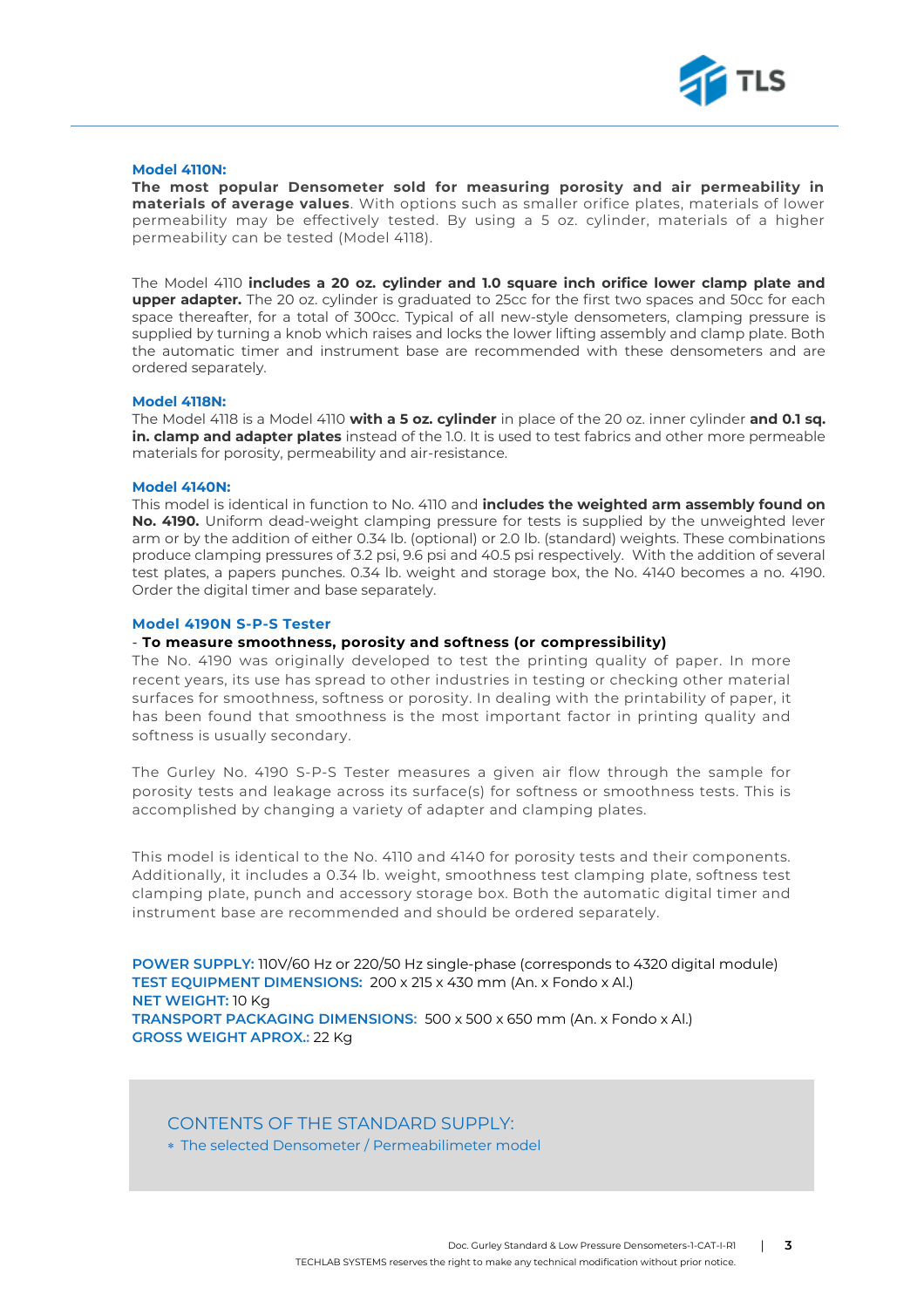### Model 4110N:

**The most popular Densometer sold for measuring porosity and air permeability in materials of average values**. With options such as smaller orifice plates, materials of lower permeability may be effectively tested. By using a 5 oz. cylinder, materials of a higher permeability can be tested (Model 4118).

The Model 4110 **includes a 20 oz. cylinder and 1.0 square inch orifice lower clamp plate and upper adapter.** The 20 oz. cylinder is graduated to 25cc for the first two spaces and 50cc for each space thereafter, for a total of 300cc. Typical of all new-style densometers, clamping pressure is supplied by turning a knob which raises and locks the lower lifting assembly and clamp plate. Both the automatic timer and instrument base are recommended with these densometers and are ordered separately.

### Model 4118N:

The Model 4118 is a Model 4110 **with a 5 oz. cylinder** in place of the 20 oz. inner cylinder **and 0.1 sq. in. clamp and adapter plates** instead of the 1.0. It is used to test fabrics and other more permeable materials for porosity, permeability and air-resistance.

### Model 4140N:

This model is identical in function to No. 4110 and **includes the weighted arm assembly found on No. 4190.** Uniform dead-weight clamping pressure for tests is supplied by the unweighted lever arm or by the addition of either 0.34 lb. (optional) or 2.0 lb. (standard) weights. These combinations produce clamping pressures of 3.2 psi, 9.6 psi and 40.5 psi respectively. With the addition of several test plates, a papers punches. 0.34 lb. weight and storage box, the No. 4140 becomes a no. 4190. Order the digital timer and base separately.

### Model 4190N S-P-S Tester

- **To measure smoothness, porosity and softness (or compressibility)**

The No. 4190 was originally developed to test the printing quality of paper. In more recent years, its use has spread to other industries in testing or checking other material surfaces for smoothness, softness or porosity. In dealing with the printability of paper, it has been found that smoothness is the most important factor in printing quality and softness is usually secondary.

The Gurley No. 4190 S-P-S Tester measures a given air flow through the sample for porosity tests and leakage across its surface(s) for softness or smoothness tests. This is accomplished by changing a variety of adapter and clamping plates.

This model is identical to the No. 4110 and 4140 for porosity tests and their components. Additionally, it includes a 0.34 lb. weight, smoothness test clamping plate, softness test clamping plate, punch and accessory storage box. Both the automatic digital timer and instrument base are recommended and should be ordered separately.

**POWER SUPPLY:** 110V/60 Hz or 220/50 Hz single-phase (corresponds to 4320 digital module)
**TEST EQUIPMENT DIMENSIONS:** 200 x 215 x 430 mm (An. x Fondo x Al.)
**NET WEIGHT:** 10 Kg
**TRANSPORT PACKAGING DIMENSIONS:** 500 x 500 x 650 mm (An. x Fondo x Al.)
**GROSS WEIGHT APROX.:** 22 Kg

## CONTENTS OF THE STANDARD SUPPLY:

* The selected Densometer / Permeabilimeter model